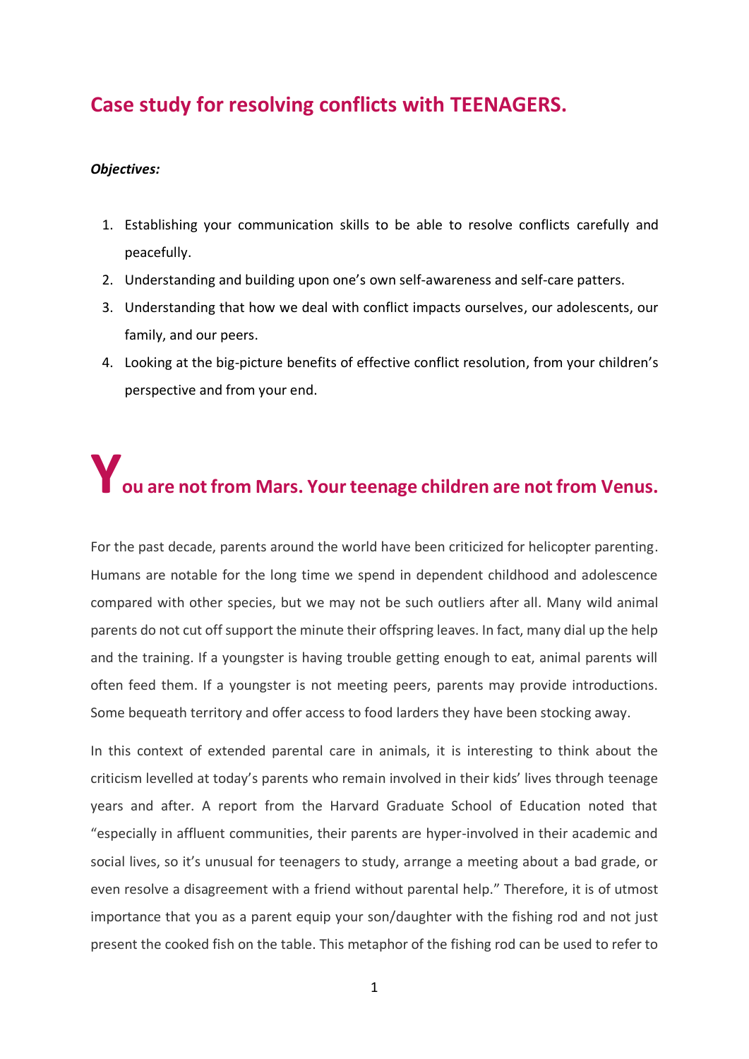# Case study for resolving conflicts with TEENAGERS.

***Objectives:***

1. Establishing your communication skills to be able to resolve conflicts carefully and peacefully.
2. Understanding and building upon one's own self-awareness and self-care patters.
3. Understanding that how we deal with conflict impacts ourselves, our adolescents, our family, and our peers.
4. Looking at the big-picture benefits of effective conflict resolution, from your children's perspective and from your end.

## You are not from Mars. Your teenage children are not from Venus.

For the past decade, parents around the world have been criticized for helicopter parenting. Humans are notable for the long time we spend in dependent childhood and adolescence compared with other species, but we may not be such outliers after all. Many wild animal parents do not cut off support the minute their offspring leaves. In fact, many dial up the help and the training. If a youngster is having trouble getting enough to eat, animal parents will often feed them. If a youngster is not meeting peers, parents may provide introductions. Some bequeath territory and offer access to food larders they have been stocking away.

In this context of extended parental care in animals, it is interesting to think about the criticism levelled at today's parents who remain involved in their kids' lives through teenage years and after. A report from the Harvard Graduate School of Education noted that "especially in affluent communities, their parents are hyper-involved in their academic and social lives, so it's unusual for teenagers to study, arrange a meeting about a bad grade, or even resolve a disagreement with a friend without parental help." Therefore, it is of utmost importance that you as a parent equip your son/daughter with the fishing rod and not just present the cooked fish on the table. This metaphor of the fishing rod can be used to refer to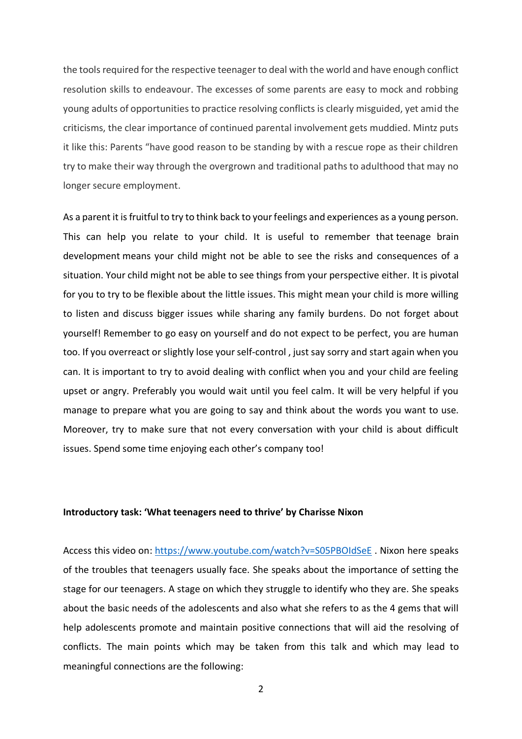the tools required for the respective teenager to deal with the world and have enough conflict resolution skills to endeavour. The excesses of some parents are easy to mock and robbing young adults of opportunities to practice resolving conflicts is clearly misguided, yet amid the criticisms, the clear importance of continued parental involvement gets muddied. Mintz puts it like this: Parents "have good reason to be standing by with a rescue rope as their children try to make their way through the overgrown and traditional paths to adulthood that may no longer secure employment.

As a parent it is fruitful to try to think back to your feelings and experiences as a young person. This can help you relate to your child. It is useful to remember that teenage brain development means your child might not be able to see the risks and consequences of a situation. Your child might not be able to see things from your perspective either. It is pivotal for you to try to be flexible about the little issues. This might mean your child is more willing to listen and discuss bigger issues while sharing any family burdens. Do not forget about yourself! Remember to go easy on yourself and do not expect to be perfect, you are human too. If you overreact or slightly lose your self-control , just say sorry and start again when you can. It is important to try to avoid dealing with conflict when you and your child are feeling upset or angry. Preferably you would wait until you feel calm. It will be very helpful if you manage to prepare what you are going to say and think about the words you want to use. Moreover, try to make sure that not every conversation with your child is about difficult issues. Spend some time enjoying each other's company too!

**Introductory task: 'What teenagers need to thrive' by Charisse Nixon**

Access this video on: https://www.youtube.com/watch?v=S05PBOIdSeE . Nixon here speaks of the troubles that teenagers usually face. She speaks about the importance of setting the stage for our teenagers. A stage on which they struggle to identify who they are. She speaks about the basic needs of the adolescents and also what she refers to as the 4 gems that will help adolescents promote and maintain positive connections that will aid the resolving of conflicts. The main points which may be taken from this talk and which may lead to meaningful connections are the following: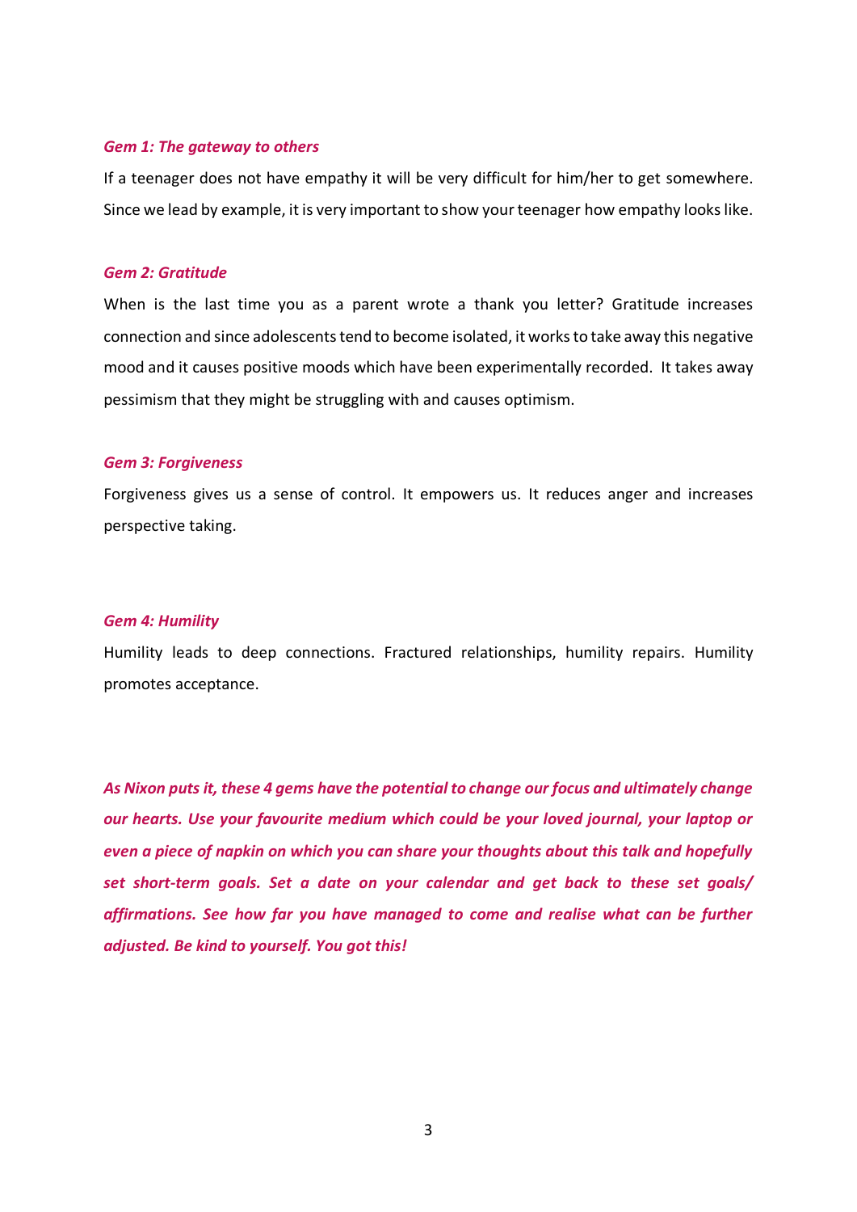***Gem 1: The gateway to others***

If a teenager does not have empathy it will be very difficult for him/her to get somewhere. Since we lead by example, it is very important to show your teenager how empathy looks like.

***Gem 2: Gratitude***

When is the last time you as a parent wrote a thank you letter? Gratitude increases connection and since adolescents tend to become isolated, it works to take away this negative mood and it causes positive moods which have been experimentally recorded. It takes away pessimism that they might be struggling with and causes optimism.

***Gem 3: Forgiveness***

Forgiveness gives us a sense of control. It empowers us. It reduces anger and increases perspective taking.

***Gem 4: Humility***

Humility leads to deep connections. Fractured relationships, humility repairs. Humility promotes acceptance.

***As Nixon puts it, these 4 gems have the potential to change our focus and ultimately change our hearts. Use your favourite medium which could be your loved journal, your laptop or even a piece of napkin on which you can share your thoughts about this talk and hopefully set short-term goals. Set a date on your calendar and get back to these set goals/ affirmations. See how far you have managed to come and realise what can be further adjusted. Be kind to yourself. You got this!***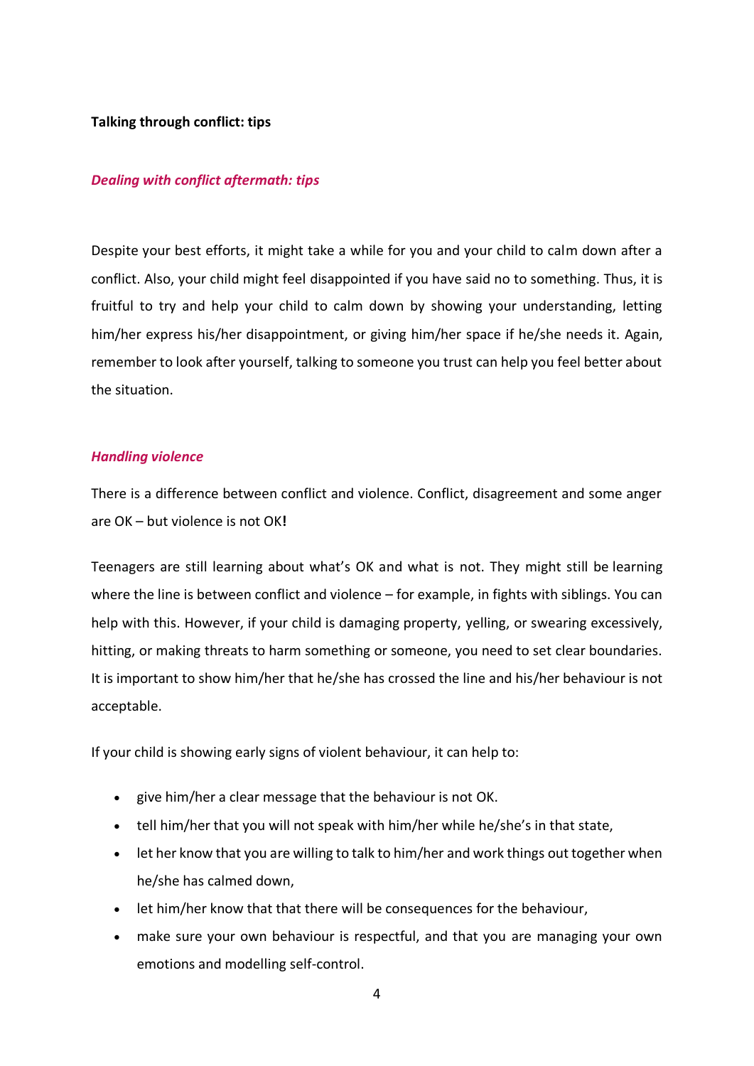**Talking through conflict: tips**

### *Dealing with conflict aftermath: tips*

Despite your best efforts, it might take a while for you and your child to calm down after a conflict. Also, your child might feel disappointed if you have said no to something. Thus, it is fruitful to try and help your child to calm down by showing your understanding, letting him/her express his/her disappointment, or giving him/her space if he/she needs it. Again, remember to look after yourself, talking to someone you trust can help you feel better about the situation.

### *Handling violence*

There is a difference between conflict and violence. Conflict, disagreement and some anger are OK – but violence is not OK**!**

Teenagers are still learning about what's OK and what is not. They might still be learning where the line is between conflict and violence – for example, in fights with siblings. You can help with this. However, if your child is damaging property, yelling, or swearing excessively, hitting, or making threats to harm something or someone, you need to set clear boundaries. It is important to show him/her that he/she has crossed the line and his/her behaviour is not acceptable.

If your child is showing early signs of violent behaviour, it can help to:

- give him/her a clear message that the behaviour is not OK.
- tell him/her that you will not speak with him/her while he/she's in that state,
- let her know that you are willing to talk to him/her and work things out together when he/she has calmed down,
- let him/her know that that there will be consequences for the behaviour,
- make sure your own behaviour is respectful, and that you are managing your own emotions and modelling self-control.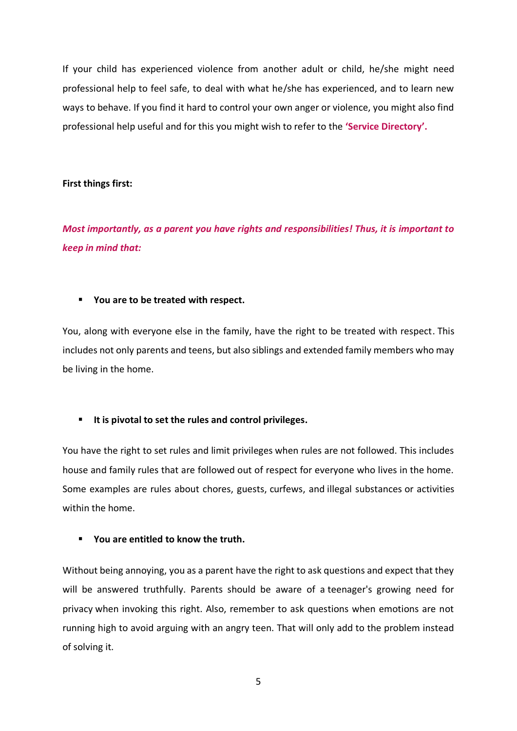If your child has experienced violence from another adult or child, he/she might need professional help to feel safe, to deal with what he/she has experienced, and to learn new ways to behave. If you find it hard to control your own anger or violence, you might also find professional help useful and for this you might wish to refer to the **'Service Directory'.**

**First things first:**

***Most importantly, as a parent you have rights and responsibilities! Thus, it is important to keep in mind that:***

- **You are to be treated with respect.**

You, along with everyone else in the family, have the right to be treated with respect. This includes not only parents and teens, but also siblings and extended family members who may be living in the home.

- **It is pivotal to set the rules and control privileges.**

You have the right to set rules and limit privileges when rules are not followed. This includes house and family rules that are followed out of respect for everyone who lives in the home. Some examples are rules about chores, guests, curfews, and illegal substances or activities within the home.

- **You are entitled to know the truth.**

Without being annoying, you as a parent have the right to ask questions and expect that they will be answered truthfully. Parents should be aware of a teenager's growing need for privacy when invoking this right. Also, remember to ask questions when emotions are not running high to avoid arguing with an angry teen. That will only add to the problem instead of solving it.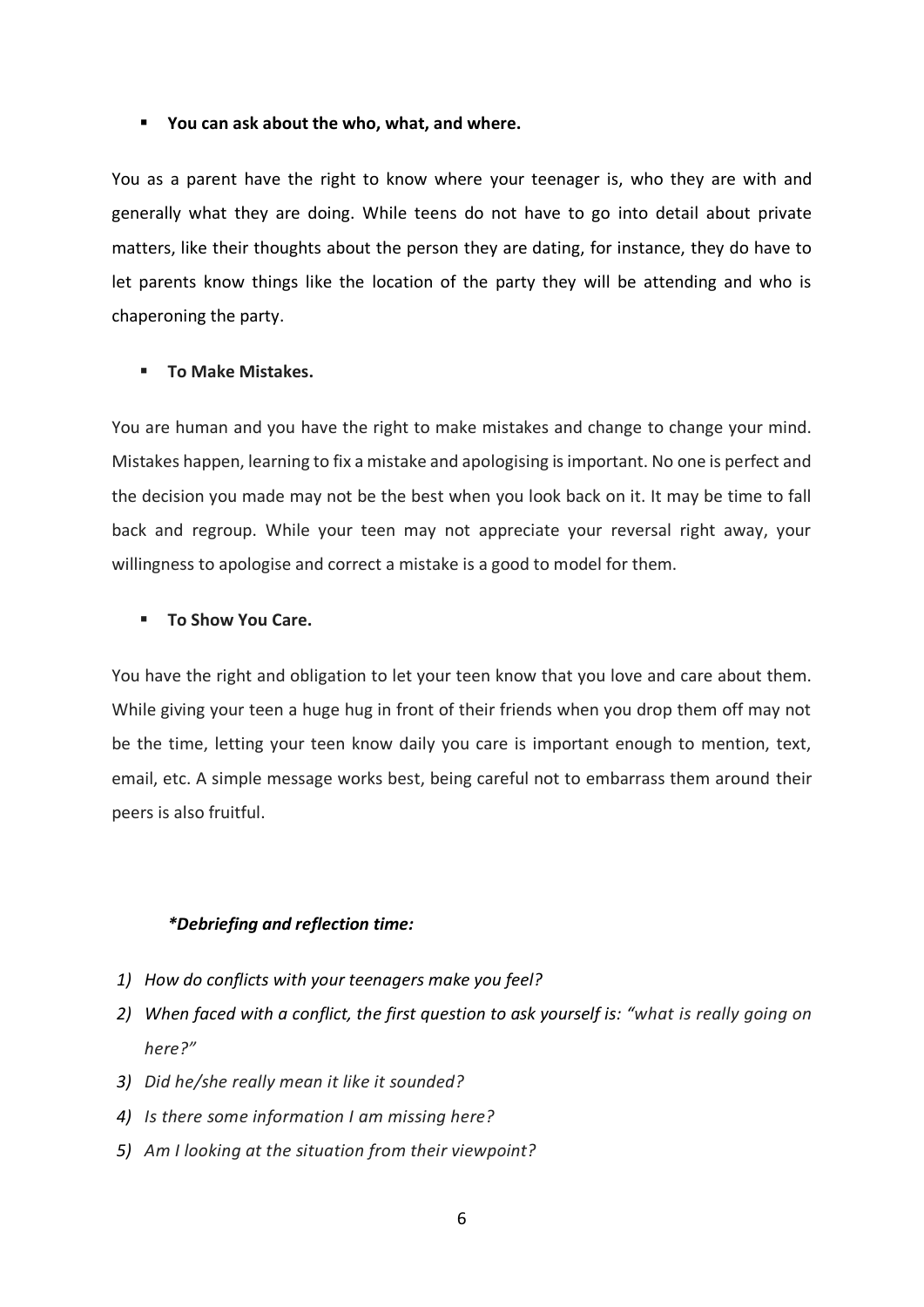- **You can ask about the who, what, and where.**

You as a parent have the right to know where your teenager is, who they are with and generally what they are doing. While teens do not have to go into detail about private matters, like their thoughts about the person they are dating, for instance, they do have to let parents know things like the location of the party they will be attending and who is chaperoning the party.

- **To Make Mistakes.**

You are human and you have the right to make mistakes and change to change your mind. Mistakes happen, learning to fix a mistake and apologising is important. No one is perfect and the decision you made may not be the best when you look back on it. It may be time to fall back and regroup. While your teen may not appreciate your reversal right away, your willingness to apologise and correct a mistake is a good to model for them.

- **To Show You Care.**

You have the right and obligation to let your teen know that you love and care about them. While giving your teen a huge hug in front of their friends when you drop them off may not be the time, letting your teen know daily you care is important enough to mention, text, email, etc. A simple message works best, being careful not to embarrass them around their peers is also fruitful.

***Debriefing and reflection time:***

1) *How do conflicts with your teenagers make you feel?*
2) *When faced with a conflict, the first question to ask yourself is: "what is really going on here?"*
3) *Did he/she really mean it like it sounded?*
4) *Is there some information I am missing here?*
5) *Am I looking at the situation from their viewpoint?*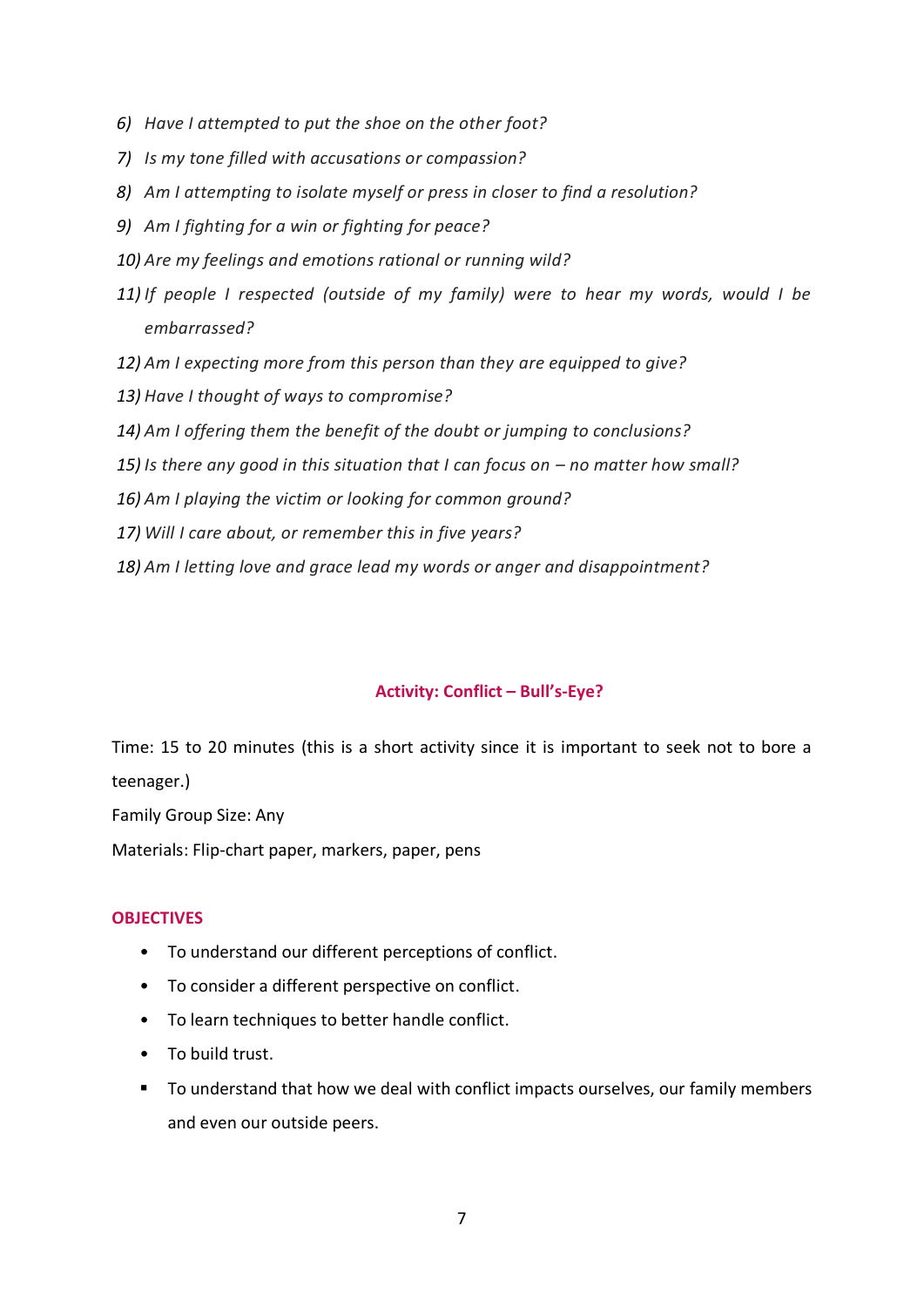6) *Have I attempted to put the shoe on the other foot?*
7) *Is my tone filled with accusations or compassion?*
8) *Am I attempting to isolate myself or press in closer to find a resolution?*
9) *Am I fighting for a win or fighting for peace?*
10) *Are my feelings and emotions rational or running wild?*
11) *If people I respected (outside of my family) were to hear my words, would I be embarrassed?*
12) *Am I expecting more from this person than they are equipped to give?*
13) *Have I thought of ways to compromise?*
14) *Am I offering them the benefit of the doubt or jumping to conclusions?*
15) *Is there any good in this situation that I can focus on – no matter how small?*
16) *Am I playing the victim or looking for common ground?*
17) *Will I care about, or remember this in five years?*
18) *Am I letting love and grace lead my words or anger and disappointment?*

### Activity: Conflict – Bull's-Eye?

Time: 15 to 20 minutes (this is a short activity since it is important to seek not to bore a teenager.)

Family Group Size: Any

Materials: Flip-chart paper, markers, paper, pens

#### OBJECTIVES

- To understand our different perceptions of conflict.
- To consider a different perspective on conflict.
- To learn techniques to better handle conflict.
- To build trust.
- To understand that how we deal with conflict impacts ourselves, our family members and even our outside peers.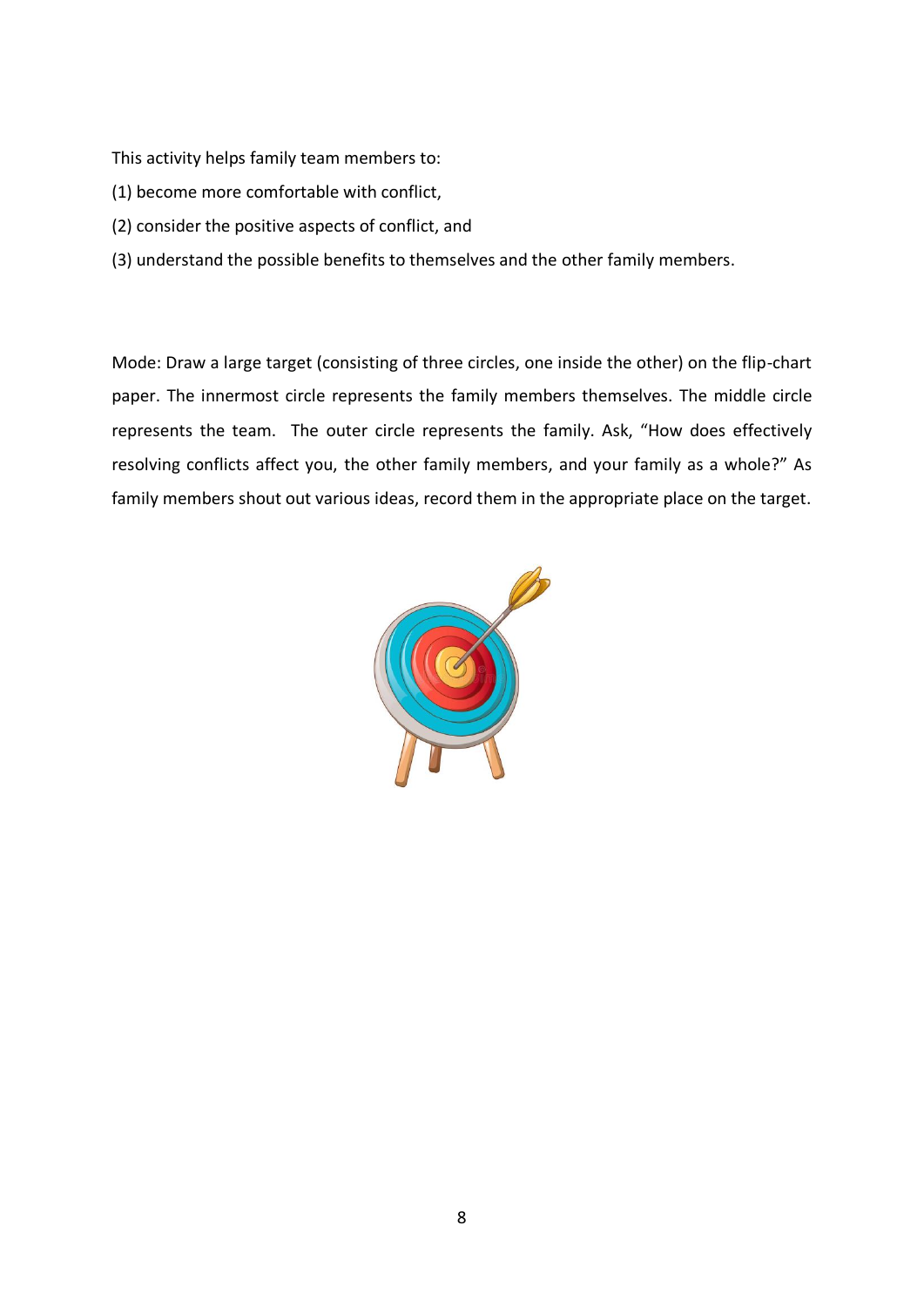This activity helps family team members to:

(1) become more comfortable with conflict,

(2) consider the positive aspects of conflict, and

(3) understand the possible benefits to themselves and the other family members.

Mode: Draw a large target (consisting of three circles, one inside the other) on the flip-chart paper. The innermost circle represents the family members themselves. The middle circle represents the team. The outer circle represents the family. Ask, "How does effectively resolving conflicts affect you, the other family members, and your family as a whole?" As family members shout out various ideas, record them in the appropriate place on the target.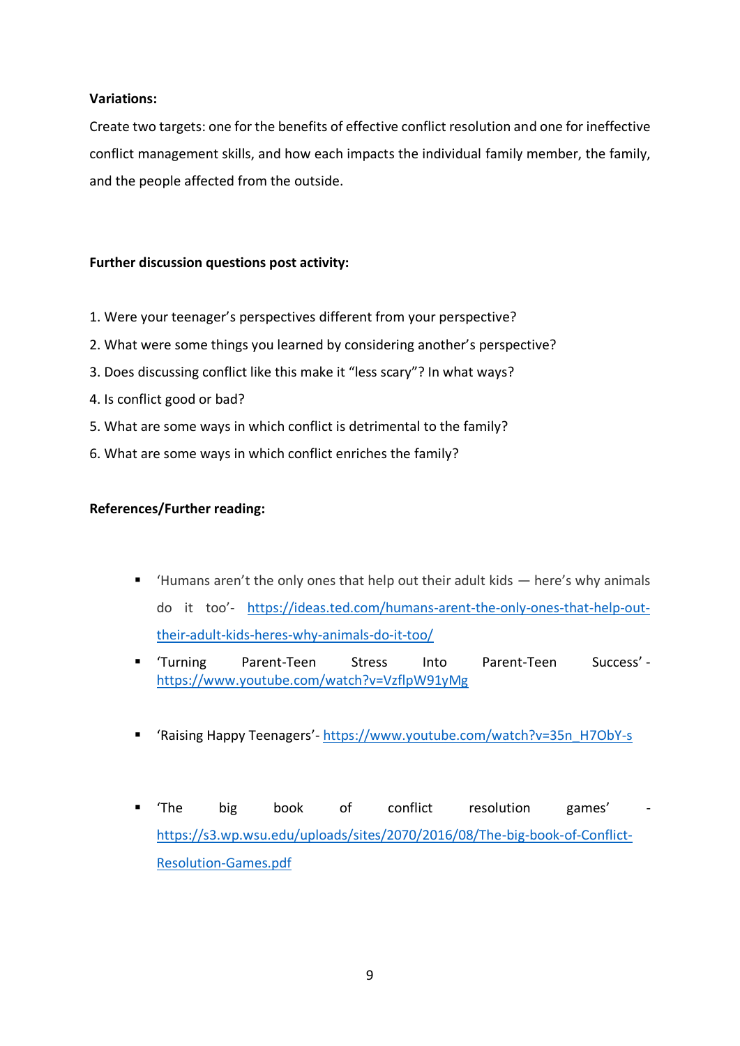**Variations:**

Create two targets: one for the benefits of effective conflict resolution and one for ineffective conflict management skills, and how each impacts the individual family member, the family, and the people affected from the outside.

**Further discussion questions post activity:**

1. Were your teenager's perspectives different from your perspective?
2. What were some things you learned by considering another's perspective?
3. Does discussing conflict like this make it "less scary"? In what ways?
4. Is conflict good or bad?
5. What are some ways in which conflict is detrimental to the family?
6. What are some ways in which conflict enriches the family?

**References/Further reading:**

- 'Humans aren't the only ones that help out their adult kids — here's why animals do it too'- https://ideas.ted.com/humans-arent-the-only-ones-that-help-out-their-adult-kids-heres-why-animals-do-it-too/
- 'Turning Parent-Teen Stress Into Parent-Teen Success' - https://www.youtube.com/watch?v=VzflpW91yMg
- 'Raising Happy Teenagers'- https://www.youtube.com/watch?v=35n_H7ObY-s
- 'The big book of conflict resolution games' - https://s3.wp.wsu.edu/uploads/sites/2070/2016/08/The-big-book-of-Conflict-Resolution-Games.pdf